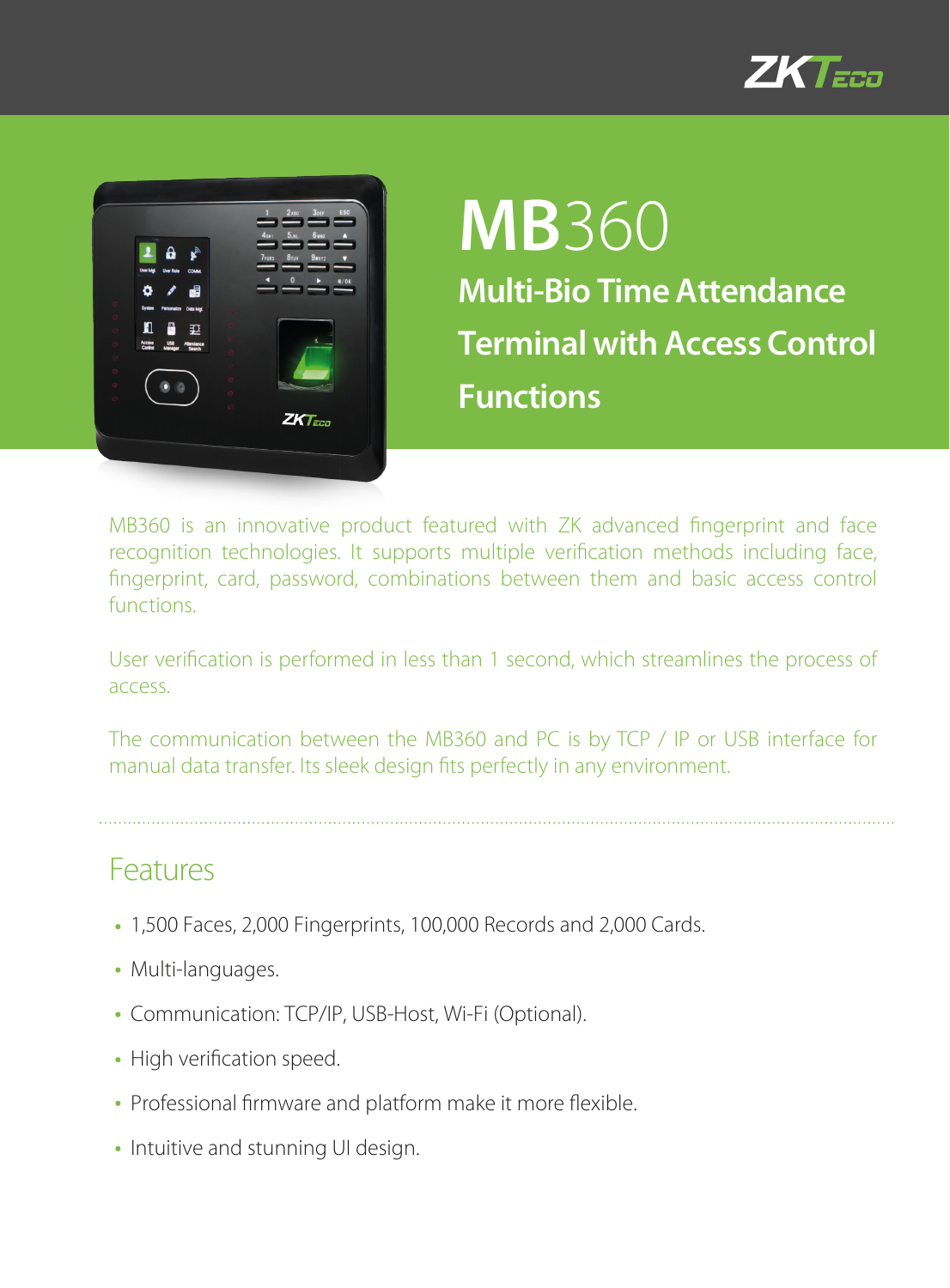# MB360

## Multi-Bio Time Attendance Terminal with Access Control Functions

MB360 is an innovative product featured with ZK advanced fingerprint and face recognition technologies. It supports multiple verification methods including face, fingerprint, card, password, combinations between them and basic access control functions.

User verification is performed in less than 1 second, which streamlines the process of access.

The communication between the MB360 and PC is by TCP / IP or USB interface for manual data transfer. Its sleek design fits perfectly in any environment.

## Features

- 1,500 Faces, 2,000 Fingerprints, 100,000 Records and 2,000 Cards.
- Multi-languages.
- Communication: TCP/IP, USB-Host, Wi-Fi (Optional).
- High verification speed.
- Professional firmware and platform make it more flexible.
- Intuitive and stunning UI design.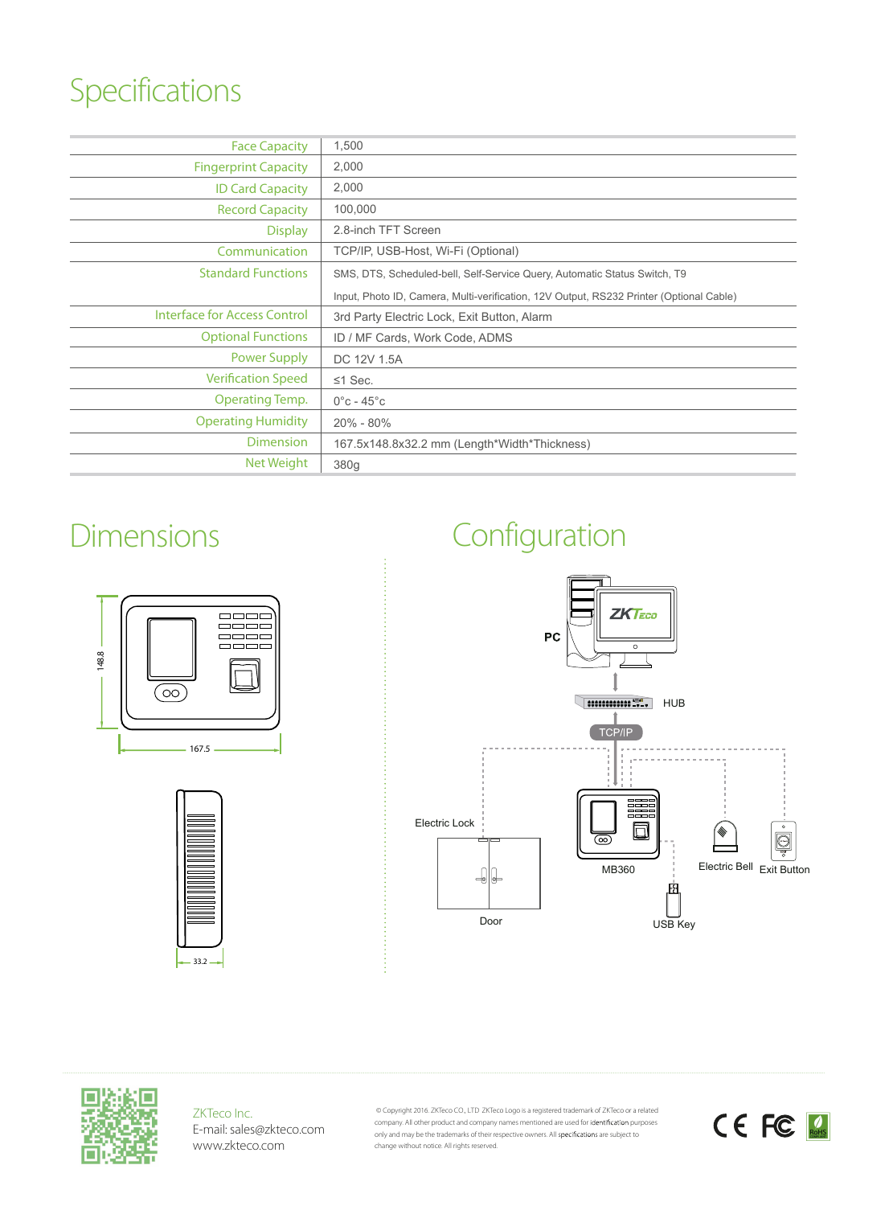# Specifications

| | |
|---|---|
| Face Capacity | 1,500 |
| Fingerprint Capacity | 2,000 |
| ID Card Capacity | 2,000 |
| Record Capacity | 100,000 |
| Display | 2.8-inch TFT Screen |
| Communication | TCP/IP, USB-Host, Wi-Fi (Optional) |
| Standard Functions | SMS, DTS, Scheduled-bell, Self-Service Query, Automatic Status Switch, T9 Input, Photo ID, Camera, Multi-verification, 12V Output, RS232 Printer (Optional Cable) |
| Interface for Access Control | 3rd Party Electric Lock, Exit Button, Alarm |
| Optional Functions | ID / MF Cards, Work Code, ADMS |
| Power Supply | DC 12V 1.5A |
| Verification Speed | ≤1 Sec. |
| Operating Temp. | 0°c - 45°c |
| Operating Humidity | 20% - 80% |
| Dimension | 167.5x148.8x32.2 mm (Length*Width*Thickness) |
| Net Weight | 380g |

# Dimensions

148.8

167.5

33.2

# Configuration

PC

HUB

TCP/IP

Electric Lock

Door

MB360

USB Key

Electric Bell

Exit Button

ZKTeco Inc.
E-mail: sales@zkteco.com
www.zkteco.com

© Copyright 2016. ZKTeco CO., LTD. ZKTeco Logo is a registered trademark of ZKTeco or a related company. All other product and company names mentioned are used for identification purposes only and may be the trademarks of their respective owners. All specifications are subject to change without notice. All rights reserved.